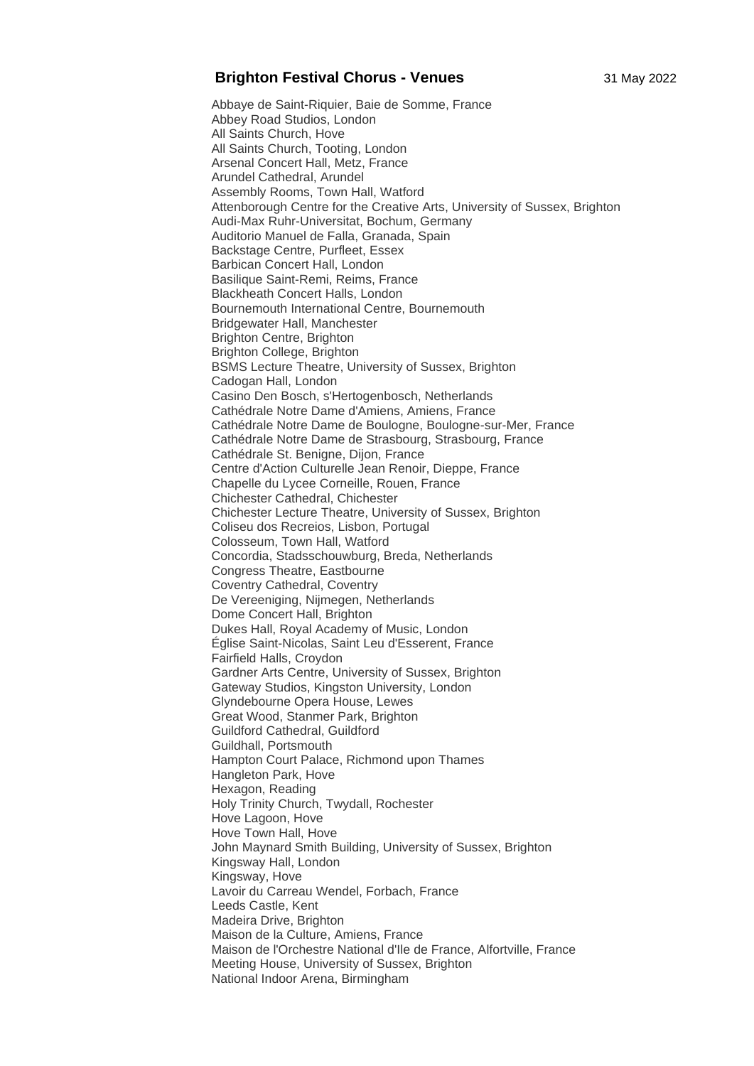# Brighton Festival Chorus - Venues

31 May 2022

Abbaye de Saint-Riquier, Baie de Somme, France
Abbey Road Studios, London
All Saints Church, Hove
All Saints Church, Tooting, London
Arsenal Concert Hall, Metz, France
Arundel Cathedral, Arundel
Assembly Rooms, Town Hall, Watford
Attenborough Centre for the Creative Arts, University of Sussex, Brighton
Audi-Max Ruhr-Universitat, Bochum, Germany
Auditorio Manuel de Falla, Granada, Spain
Backstage Centre, Purfleet, Essex
Barbican Concert Hall, London
Basilique Saint-Remi, Reims, France
Blackheath Concert Halls, London
Bournemouth International Centre, Bournemouth
Bridgewater Hall, Manchester
Brighton Centre, Brighton
Brighton College, Brighton
BSMS Lecture Theatre, University of Sussex, Brighton
Cadogan Hall, London
Casino Den Bosch, s'Hertogenbosch, Netherlands
Cathédrale Notre Dame d'Amiens, Amiens, France
Cathédrale Notre Dame de Boulogne, Boulogne-sur-Mer, France
Cathédrale Notre Dame de Strasbourg, Strasbourg, France
Cathédrale St. Benigne, Dijon, France
Centre d'Action Culturelle Jean Renoir, Dieppe, France
Chapelle du Lycee Corneille, Rouen, France
Chichester Cathedral, Chichester
Chichester Lecture Theatre, University of Sussex, Brighton
Coliseu dos Recreios, Lisbon, Portugal
Colosseum, Town Hall, Watford
Concordia, Stadsschouwburg, Breda, Netherlands
Congress Theatre, Eastbourne
Coventry Cathedral, Coventry
De Vereeniging, Nijmegen, Netherlands
Dome Concert Hall, Brighton
Dukes Hall, Royal Academy of Music, London
Église Saint-Nicolas, Saint Leu d'Esserent, France
Fairfield Halls, Croydon
Gardner Arts Centre, University of Sussex, Brighton
Gateway Studios, Kingston University, London
Glyndebourne Opera House, Lewes
Great Wood, Stanmer Park, Brighton
Guildford Cathedral, Guildford
Guildhall, Portsmouth
Hampton Court Palace, Richmond upon Thames
Hangleton Park, Hove
Hexagon, Reading
Holy Trinity Church, Twydall, Rochester
Hove Lagoon, Hove
Hove Town Hall, Hove
John Maynard Smith Building, University of Sussex, Brighton
Kingsway Hall, London
Kingsway, Hove
Lavoir du Carreau Wendel, Forbach, France
Leeds Castle, Kent
Madeira Drive, Brighton
Maison de la Culture, Amiens, France
Maison de l'Orchestre National d'Ile de France, Alfortville, France
Meeting House, University of Sussex, Brighton
National Indoor Arena, Birmingham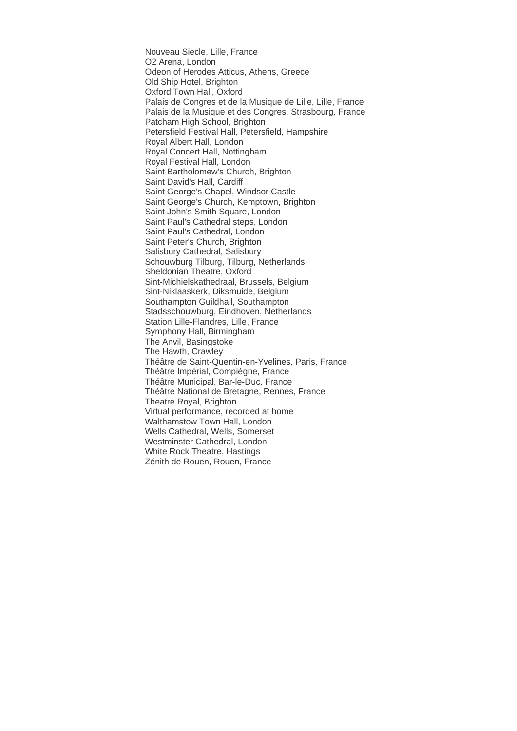Nouveau Siecle, Lille, France
O2 Arena, London
Odeon of Herodes Atticus, Athens, Greece
Old Ship Hotel, Brighton
Oxford Town Hall, Oxford
Palais de Congres et de la Musique de Lille, Lille, France
Palais de la Musique et des Congres, Strasbourg, France
Patcham High School, Brighton
Petersfield Festival Hall, Petersfield, Hampshire
Royal Albert Hall, London
Royal Concert Hall, Nottingham
Royal Festival Hall, London
Saint Bartholomew's Church, Brighton
Saint David's Hall, Cardiff
Saint George's Chapel, Windsor Castle
Saint George's Church, Kemptown, Brighton
Saint John's Smith Square, London
Saint Paul's Cathedral steps, London
Saint Paul's Cathedral, London
Saint Peter's Church, Brighton
Salisbury Cathedral, Salisbury
Schouwburg Tilburg, Tilburg, Netherlands
Sheldonian Theatre, Oxford
Sint-Michielskathedraal, Brussels, Belgium
Sint-Niklaaskerk, Diksmuide, Belgium
Southampton Guildhall, Southampton
Stadsschouwburg, Eindhoven, Netherlands
Station Lille-Flandres, Lille, France
Symphony Hall, Birmingham
The Anvil, Basingstoke
The Hawth, Crawley
Théâtre de Saint-Quentin-en-Yvelines, Paris, France
Théâtre Impérial, Compiègne, France
Théâtre Municipal, Bar-le-Duc, France
Théâtre National de Bretagne, Rennes, France
Theatre Royal, Brighton
Virtual performance, recorded at home
Walthamstow Town Hall, London
Wells Cathedral, Wells, Somerset
Westminster Cathedral, London
White Rock Theatre, Hastings
Zénith de Rouen, Rouen, France